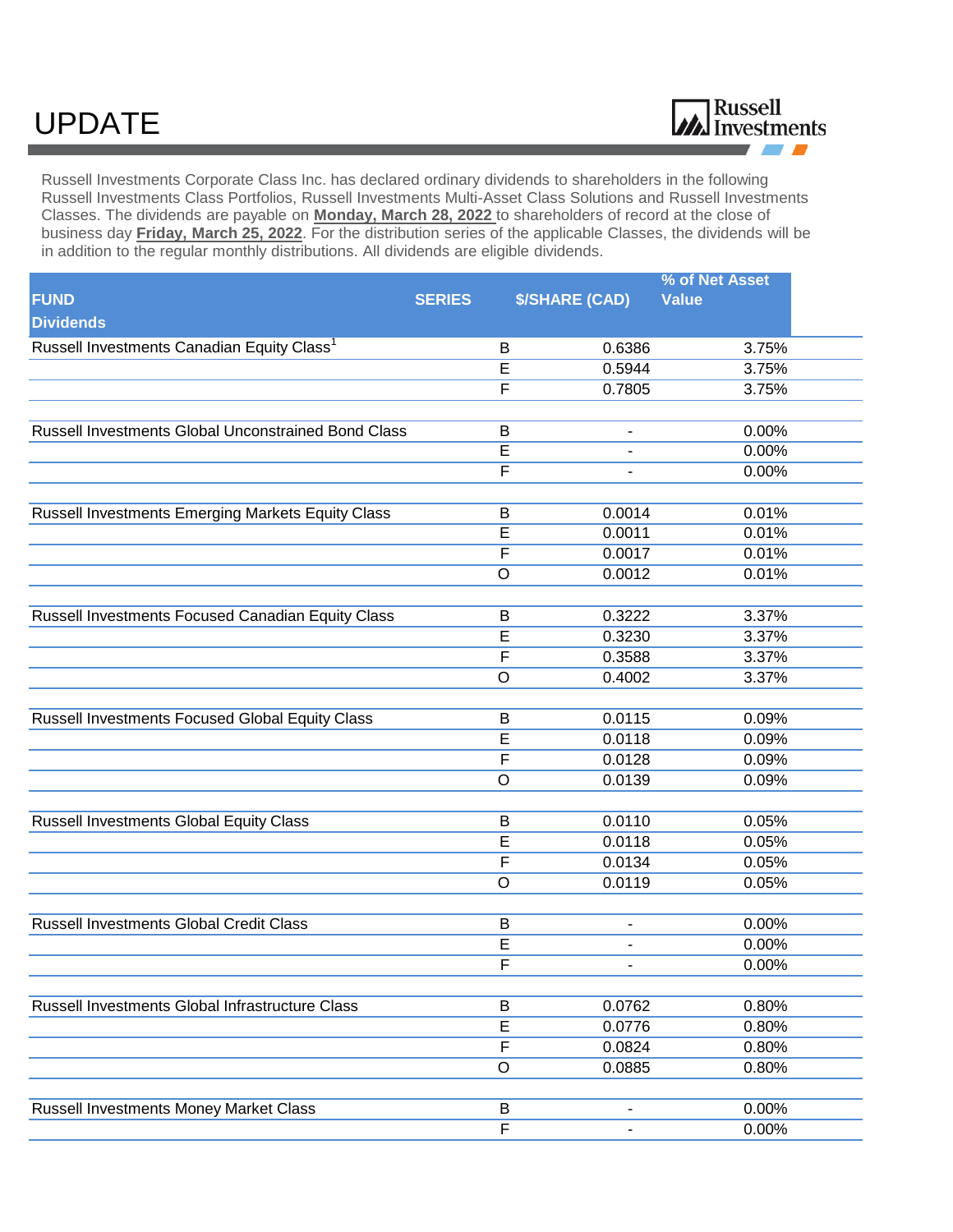# UPDATE

Russell Investments

Russell Investments Corporate Class Inc. has declared ordinary dividends to shareholders in the following Russell Investments Class Portfolios, Russell Investments Multi-Asset Class Solutions and Russell Investments Classes. The dividends are payable on **Monday, March 28, 2022** to shareholders of record at the close of business day **Friday, March 25, 2022**. For the distribution series of the applicable Classes, the dividends will be in addition to the regular monthly distributions. All dividends are eligible dividends.

| FUND<br>Dividends | SERIES | $/SHARE (CAD) | % of Net Asset Value |
|---|---|---|---|
| Russell Investments Canadian Equity Class[1] | B | 0.6386 | 3.75% |
| | E | 0.5944 | 3.75% |
| | F | 0.7805 | 3.75% |
| Russell Investments Global Unconstrained Bond Class | B | - | 0.00% |
| | E | - | 0.00% |
| | F | - | 0.00% |
| Russell Investments Emerging Markets Equity Class | B | 0.0014 | 0.01% |
| | E | 0.0011 | 0.01% |
| | F | 0.0017 | 0.01% |
| | O | 0.0012 | 0.01% |
| Russell Investments Focused Canadian Equity Class | B | 0.3222 | 3.37% |
| | E | 0.3230 | 3.37% |
| | F | 0.3588 | 3.37% |
| | O | 0.4002 | 3.37% |
| Russell Investments Focused Global Equity Class | B | 0.0115 | 0.09% |
| | E | 0.0118 | 0.09% |
| | F | 0.0128 | 0.09% |
| | O | 0.0139 | 0.09% |
| Russell Investments Global Equity Class | B | 0.0110 | 0.05% |
| | E | 0.0118 | 0.05% |
| | F | 0.0134 | 0.05% |
| | O | 0.0119 | 0.05% |
| Russell Investments Global Credit Class | B | - | 0.00% |
| | E | - | 0.00% |
| | F | - | 0.00% |
| Russell Investments Global Infrastructure Class | B | 0.0762 | 0.80% |
| | E | 0.0776 | 0.80% |
| | F | 0.0824 | 0.80% |
| | O | 0.0885 | 0.80% |
| Russell Investments Money Market Class | B | - | 0.00% |
| | F | - | 0.00% |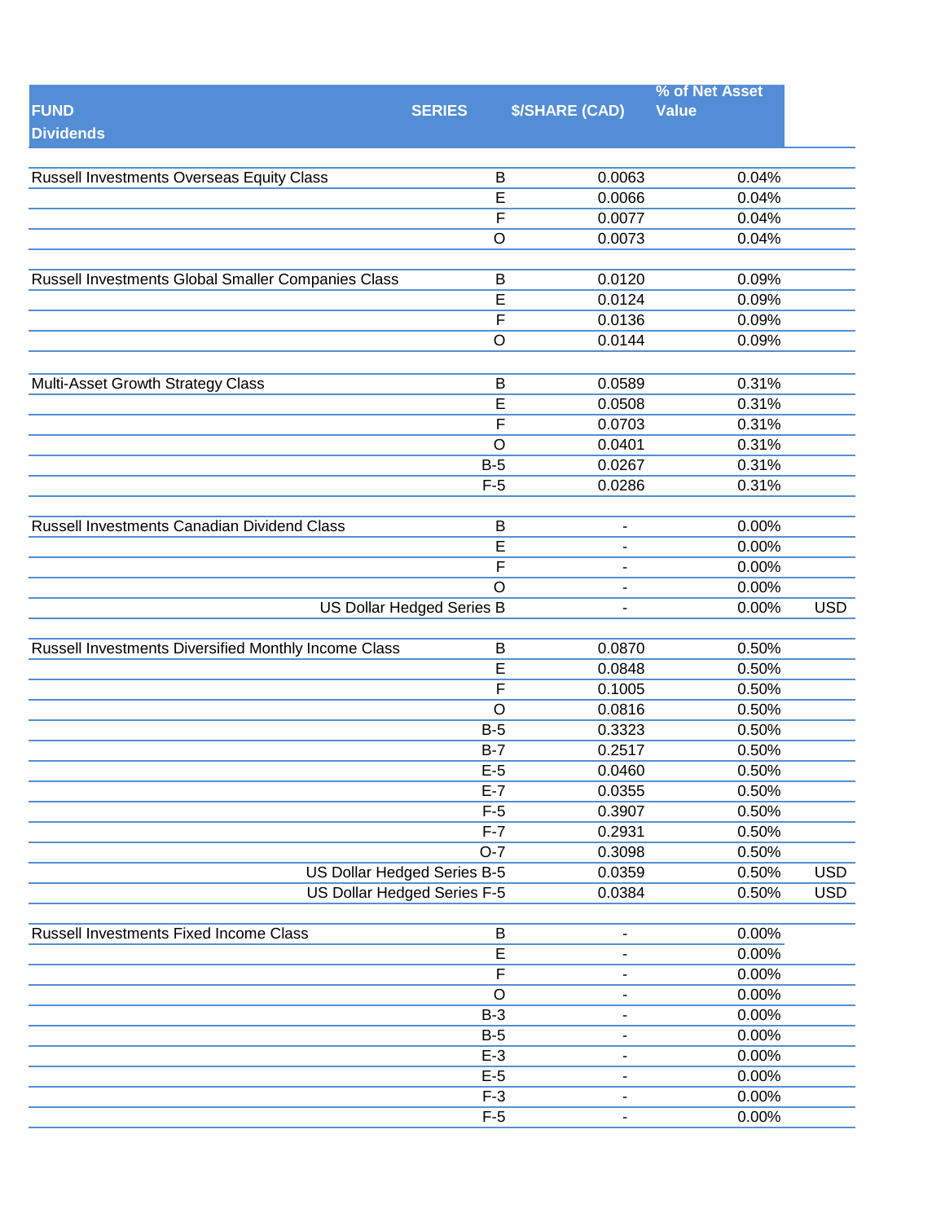| FUND Dividends | SERIES | $/SHARE (CAD) | % of Net Asset Value | |
|---|---|---|---|---|
| Russell Investments Overseas Equity Class | B | 0.0063 | 0.04% | |
| | E | 0.0066 | 0.04% | |
| | F | 0.0077 | 0.04% | |
| | O | 0.0073 | 0.04% | |
| Russell Investments Global Smaller Companies Class | B | 0.0120 | 0.09% | |
| | E | 0.0124 | 0.09% | |
| | F | 0.0136 | 0.09% | |
| | O | 0.0144 | 0.09% | |
| Multi-Asset Growth Strategy Class | B | 0.0589 | 0.31% | |
| | E | 0.0508 | 0.31% | |
| | F | 0.0703 | 0.31% | |
| | O | 0.0401 | 0.31% | |
| | B-5 | 0.0267 | 0.31% | |
| | F-5 | 0.0286 | 0.31% | |
| Russell Investments Canadian Dividend Class | B | - | 0.00% | |
| | E | - | 0.00% | |
| | F | - | 0.00% | |
| | O | - | 0.00% | |
| | US Dollar Hedged Series B | - | 0.00% | USD |
| Russell Investments Diversified Monthly Income Class | B | 0.0870 | 0.50% | |
| | E | 0.0848 | 0.50% | |
| | F | 0.1005 | 0.50% | |
| | O | 0.0816 | 0.50% | |
| | B-5 | 0.3323 | 0.50% | |
| | B-7 | 0.2517 | 0.50% | |
| | E-5 | 0.0460 | 0.50% | |
| | E-7 | 0.0355 | 0.50% | |
| | F-5 | 0.3907 | 0.50% | |
| | F-7 | 0.2931 | 0.50% | |
| | O-7 | 0.3098 | 0.50% | |
| | US Dollar Hedged Series B-5 | 0.0359 | 0.50% | USD |
| | US Dollar Hedged Series F-5 | 0.0384 | 0.50% | USD |
| Russell Investments Fixed Income Class | B | - | 0.00% | |
| | E | - | 0.00% | |
| | F | - | 0.00% | |
| | O | - | 0.00% | |
| | B-3 | - | 0.00% | |
| | B-5 | - | 0.00% | |
| | E-3 | - | 0.00% | |
| | E-5 | - | 0.00% | |
| | F-3 | - | 0.00% | |
| | F-5 | - | 0.00% | |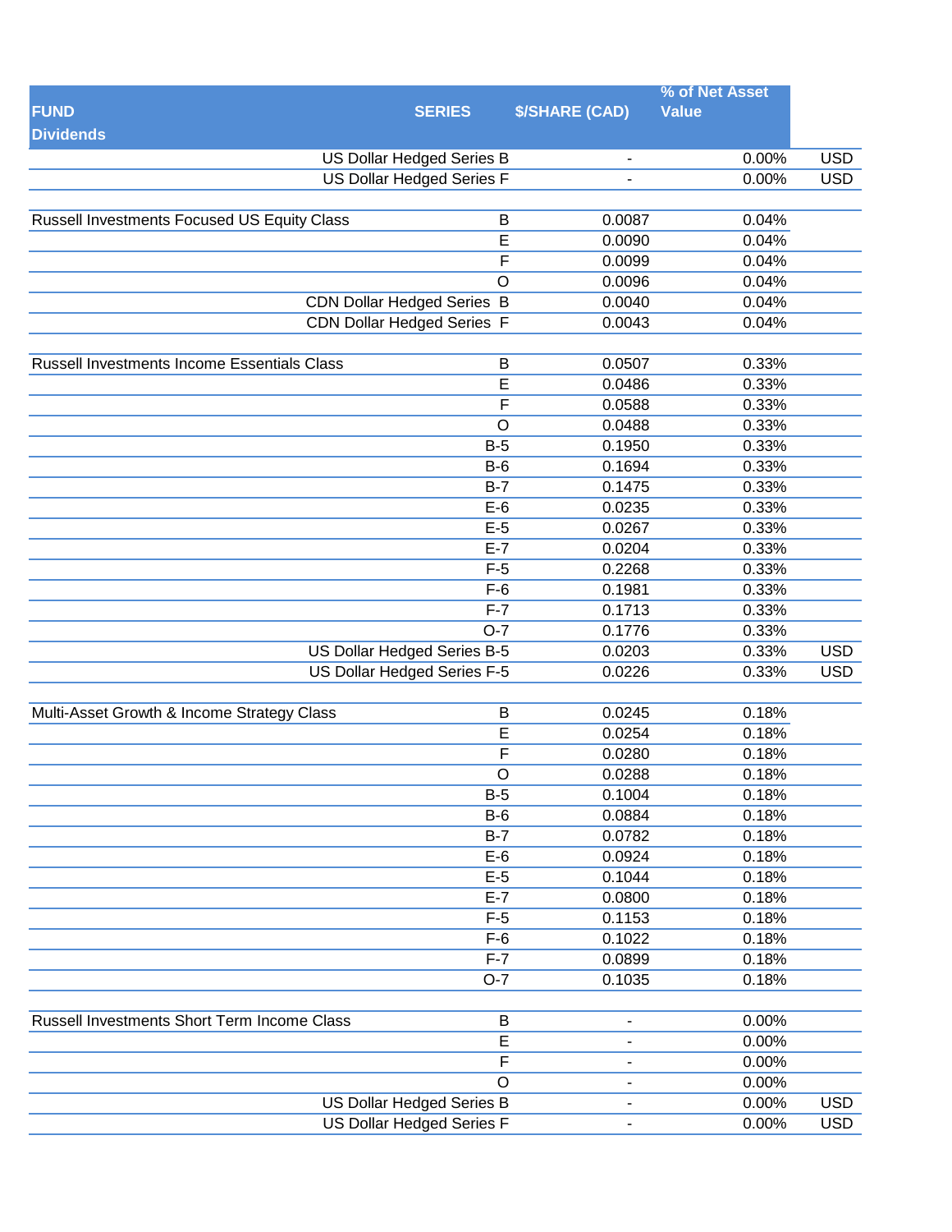| FUND<br>Dividends | SERIES | $/SHARE (CAD) | % of Net Asset Value | |
|---|---|---|---|---|
| | US Dollar Hedged Series B | - | 0.00% | USD |
| | US Dollar Hedged Series F | - | 0.00% | USD |
| | | | | |
| Russell Investments Focused US Equity Class | B | 0.0087 | 0.04% | |
| | E | 0.0090 | 0.04% | |
| | F | 0.0099 | 0.04% | |
| | O | 0.0096 | 0.04% | |
| | CDN Dollar Hedged Series B | 0.0040 | 0.04% | |
| | CDN Dollar Hedged Series F | 0.0043 | 0.04% | |
| | | | | |
| Russell Investments Income Essentials Class | B | 0.0507 | 0.33% | |
| | E | 0.0486 | 0.33% | |
| | F | 0.0588 | 0.33% | |
| | O | 0.0488 | 0.33% | |
| | B-5 | 0.1950 | 0.33% | |
| | B-6 | 0.1694 | 0.33% | |
| | B-7 | 0.1475 | 0.33% | |
| | E-6 | 0.0235 | 0.33% | |
| | E-5 | 0.0267 | 0.33% | |
| | E-7 | 0.0204 | 0.33% | |
| | F-5 | 0.2268 | 0.33% | |
| | F-6 | 0.1981 | 0.33% | |
| | F-7 | 0.1713 | 0.33% | |
| | O-7 | 0.1776 | 0.33% | |
| | US Dollar Hedged Series B-5 | 0.0203 | 0.33% | USD |
| | US Dollar Hedged Series F-5 | 0.0226 | 0.33% | USD |
| | | | | |
| Multi-Asset Growth & Income Strategy Class | B | 0.0245 | 0.18% | |
| | E | 0.0254 | 0.18% | |
| | F | 0.0280 | 0.18% | |
| | O | 0.0288 | 0.18% | |
| | B-5 | 0.1004 | 0.18% | |
| | B-6 | 0.0884 | 0.18% | |
| | B-7 | 0.0782 | 0.18% | |
| | E-6 | 0.0924 | 0.18% | |
| | E-5 | 0.1044 | 0.18% | |
| | E-7 | 0.0800 | 0.18% | |
| | F-5 | 0.1153 | 0.18% | |
| | F-6 | 0.1022 | 0.18% | |
| | F-7 | 0.0899 | 0.18% | |
| | O-7 | 0.1035 | 0.18% | |
| | | | | |
| Russell Investments Short Term Income Class | B | - | 0.00% | |
| | E | - | 0.00% | |
| | F | - | 0.00% | |
| | O | - | 0.00% | |
| | US Dollar Hedged Series B | - | 0.00% | USD |
| | US Dollar Hedged Series F | - | 0.00% | USD |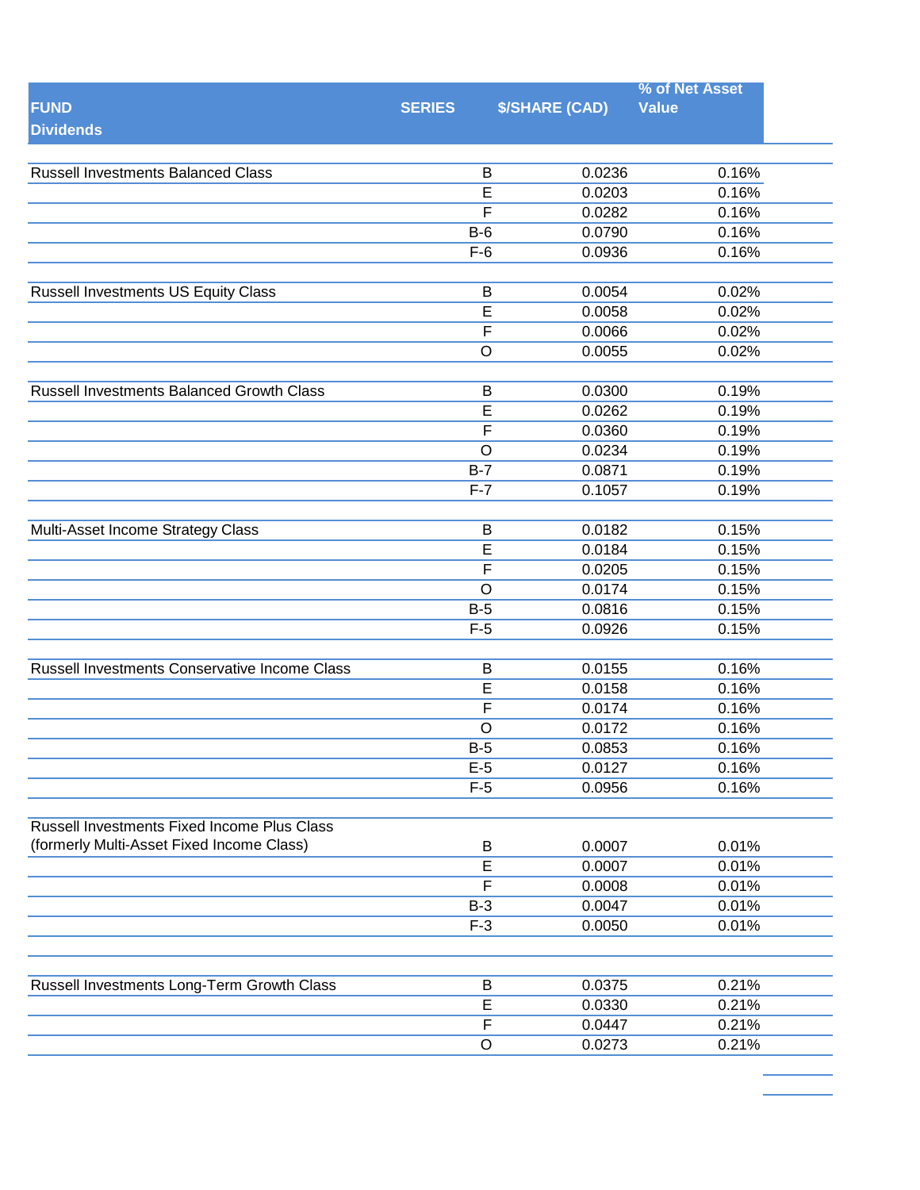| FUND<br>Dividends | SERIES | $/SHARE (CAD) | % of Net Asset Value |
|---|---|---|---|
| Russell Investments Balanced Class | B | 0.0236 | 0.16% |
| | E | 0.0203 | 0.16% |
| | F | 0.0282 | 0.16% |
| | B-6 | 0.0790 | 0.16% |
| | F-6 | 0.0936 | 0.16% |
| Russell Investments US Equity Class | B | 0.0054 | 0.02% |
| | E | 0.0058 | 0.02% |
| | F | 0.0066 | 0.02% |
| | O | 0.0055 | 0.02% |
| Russell Investments Balanced Growth Class | B | 0.0300 | 0.19% |
| | E | 0.0262 | 0.19% |
| | F | 0.0360 | 0.19% |
| | O | 0.0234 | 0.19% |
| | B-7 | 0.0871 | 0.19% |
| | F-7 | 0.1057 | 0.19% |
| Multi-Asset Income Strategy Class | B | 0.0182 | 0.15% |
| | E | 0.0184 | 0.15% |
| | F | 0.0205 | 0.15% |
| | O | 0.0174 | 0.15% |
| | B-5 | 0.0816 | 0.15% |
| | F-5 | 0.0926 | 0.15% |
| Russell Investments Conservative Income Class | B | 0.0155 | 0.16% |
| | E | 0.0158 | 0.16% |
| | F | 0.0174 | 0.16% |
| | O | 0.0172 | 0.16% |
| | B-5 | 0.0853 | 0.16% |
| | E-5 | 0.0127 | 0.16% |
| | F-5 | 0.0956 | 0.16% |
| Russell Investments Fixed Income Plus Class (formerly Multi-Asset Fixed Income Class) | B | 0.0007 | 0.01% |
| | E | 0.0007 | 0.01% |
| | F | 0.0008 | 0.01% |
| | B-3 | 0.0047 | 0.01% |
| | F-3 | 0.0050 | 0.01% |
| Russell Investments Long-Term Growth Class | B | 0.0375 | 0.21% |
| | E | 0.0330 | 0.21% |
| | F | 0.0447 | 0.21% |
| | O | 0.0273 | 0.21% |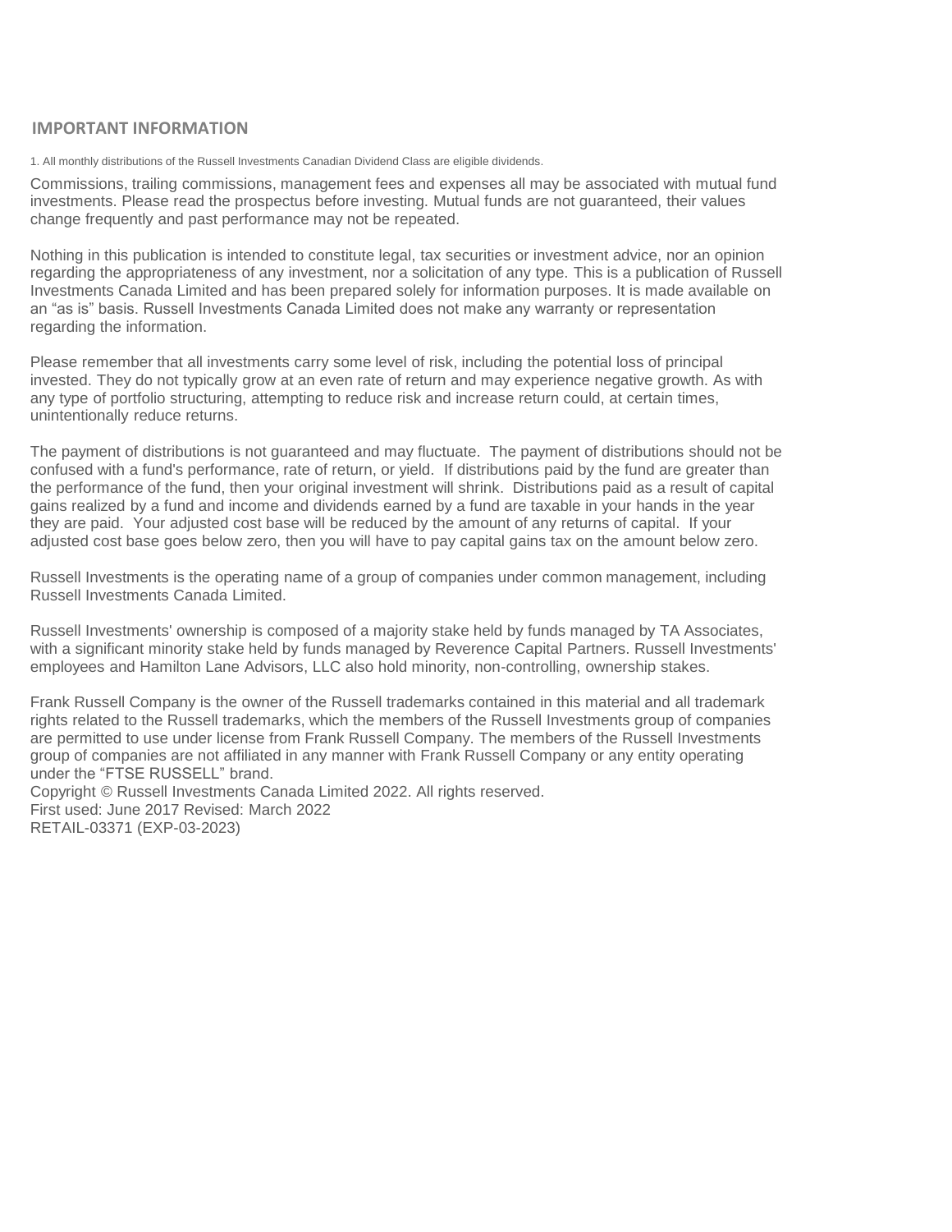## IMPORTANT INFORMATION

1. All monthly distributions of the Russell Investments Canadian Dividend Class are eligible dividends.

Commissions, trailing commissions, management fees and expenses all may be associated with mutual fund investments. Please read the prospectus before investing. Mutual funds are not guaranteed, their values change frequently and past performance may not be repeated.

Nothing in this publication is intended to constitute legal, tax securities or investment advice, nor an opinion regarding the appropriateness of any investment, nor a solicitation of any type. This is a publication of Russell Investments Canada Limited and has been prepared solely for information purposes. It is made available on an "as is" basis. Russell Investments Canada Limited does not make any warranty or representation regarding the information.

Please remember that all investments carry some level of risk, including the potential loss of principal invested. They do not typically grow at an even rate of return and may experience negative growth. As with any type of portfolio structuring, attempting to reduce risk and increase return could, at certain times, unintentionally reduce returns.

The payment of distributions is not guaranteed and may fluctuate. The payment of distributions should not be confused with a fund's performance, rate of return, or yield. If distributions paid by the fund are greater than the performance of the fund, then your original investment will shrink. Distributions paid as a result of capital gains realized by a fund and income and dividends earned by a fund are taxable in your hands in the year they are paid. Your adjusted cost base will be reduced by the amount of any returns of capital. If your adjusted cost base goes below zero, then you will have to pay capital gains tax on the amount below zero.

Russell Investments is the operating name of a group of companies under common management, including Russell Investments Canada Limited.

Russell Investments' ownership is composed of a majority stake held by funds managed by TA Associates, with a significant minority stake held by funds managed by Reverence Capital Partners. Russell Investments' employees and Hamilton Lane Advisors, LLC also hold minority, non-controlling, ownership stakes.

Frank Russell Company is the owner of the Russell trademarks contained in this material and all trademark rights related to the Russell trademarks, which the members of the Russell Investments group of companies are permitted to use under license from Frank Russell Company. The members of the Russell Investments group of companies are not affiliated in any manner with Frank Russell Company or any entity operating under the "FTSE RUSSELL" brand.
Copyright © Russell Investments Canada Limited 2022. All rights reserved.
First used: June 2017 Revised: March 2022
RETAIL-03371 (EXP-03-2023)